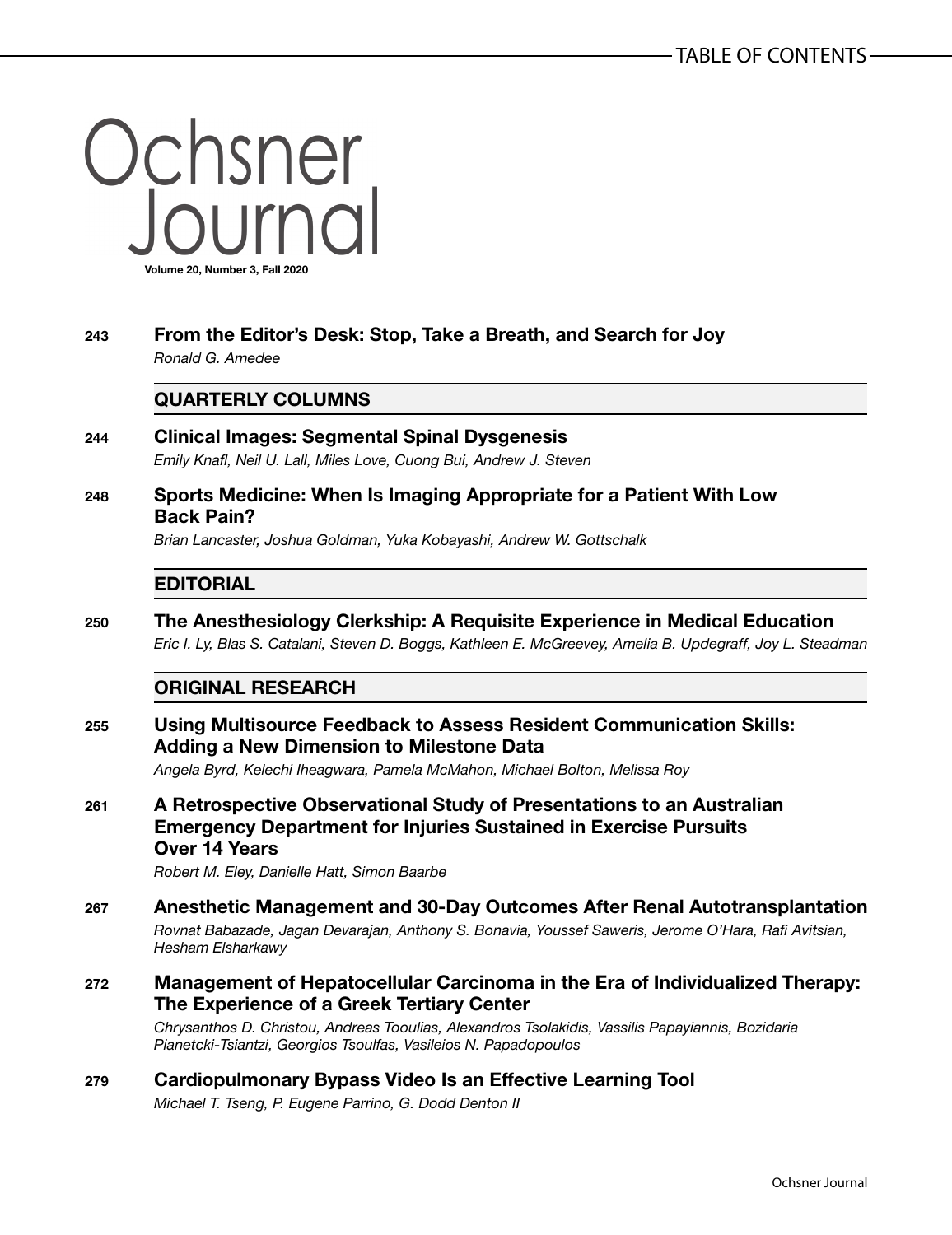# TABLE OF CONTENTS

# Ochsner Journal

**Volume 20, Number 3, Fall 2020**

**243** **From the Editor's Desk: Stop, Take a Breath, and Search for Joy**
*Ronald G. Amedee*

## QUARTERLY COLUMNS

**244** **Clinical Images: Segmental Spinal Dysgenesis**
*Emily Knafl, Neil U. Lall, Miles Love, Cuong Bui, Andrew J. Steven*

**248** **Sports Medicine: When Is Imaging Appropriate for a Patient With Low Back Pain?**
*Brian Lancaster, Joshua Goldman, Yuka Kobayashi, Andrew W. Gottschalk*

## EDITORIAL

**250** **The Anesthesiology Clerkship: A Requisite Experience in Medical Education**
*Eric I. Ly, Blas S. Catalani, Steven D. Boggs, Kathleen E. McGreevey, Amelia B. Updegraff, Joy L. Steadman*

## ORIGINAL RESEARCH

**255** **Using Multisource Feedback to Assess Resident Communication Skills: Adding a New Dimension to Milestone Data**
*Angela Byrd, Kelechi Iheagwara, Pamela McMahon, Michael Bolton, Melissa Roy*

**261** **A Retrospective Observational Study of Presentations to an Australian Emergency Department for Injuries Sustained in Exercise Pursuits Over 14 Years**
*Robert M. Eley, Danielle Hatt, Simon Baarbe*

**267** **Anesthetic Management and 30-Day Outcomes After Renal Autotransplantation**
*Rovnat Babazade, Jagan Devarajan, Anthony S. Bonavia, Youssef Saweris, Jerome O'Hara, Rafi Avitsian, Hesham Elsharkawy*

**272** **Management of Hepatocellular Carcinoma in the Era of Individualized Therapy: The Experience of a Greek Tertiary Center**
*Chrysanthos D. Christou, Andreas Tooulias, Alexandros Tsolakidis, Vassilis Papayiannis, Bozidaria Pianetcki-Tsiantzi, Georgios Tsoulfas, Vasileios N. Papadopoulos*

**279** **Cardiopulmonary Bypass Video Is an Effective Learning Tool**
*Michael T. Tseng, P. Eugene Parrino, G. Dodd Denton II*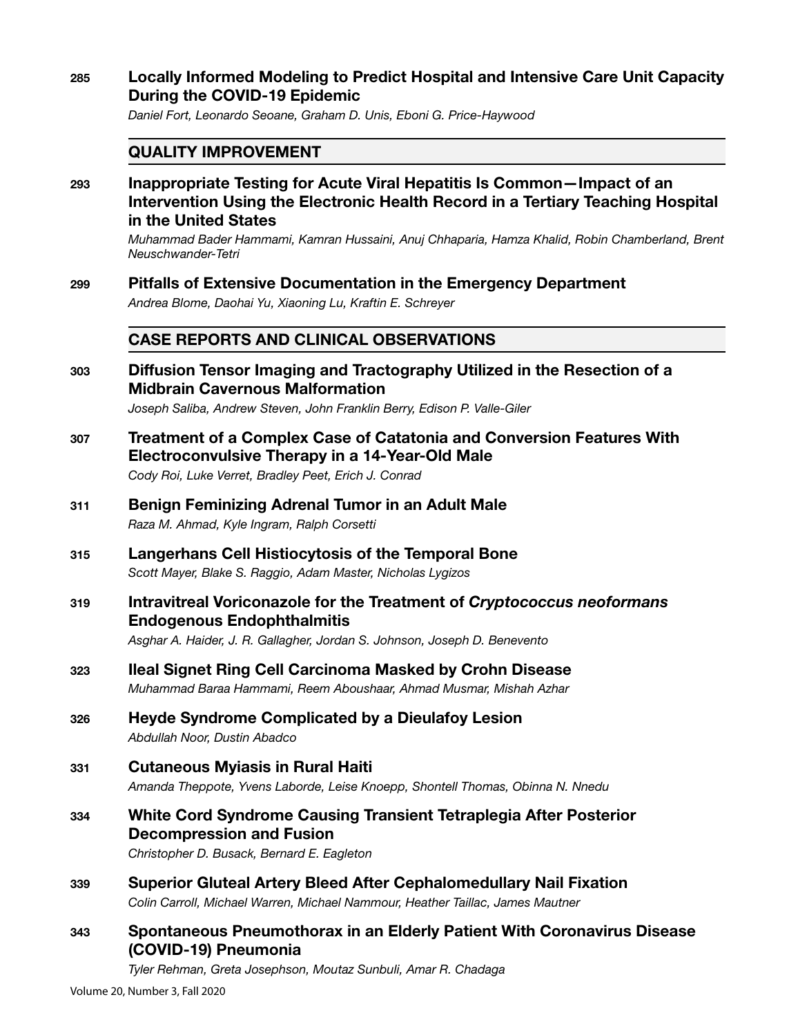**285** **Locally Informed Modeling to Predict Hospital and Intensive Care Unit Capacity During the COVID-19 Epidemic**
*Daniel Fort, Leonardo Seoane, Graham D. Unis, Eboni G. Price-Haywood*

## QUALITY IMPROVEMENT

**293** **Inappropriate Testing for Acute Viral Hepatitis Is Common—Impact of an Intervention Using the Electronic Health Record in a Tertiary Teaching Hospital in the United States**
*Muhammad Bader Hammami, Kamran Hussaini, Anuj Chhaparia, Hamza Khalid, Robin Chamberland, Brent Neuschwander-Tetri*

**299** **Pitfalls of Extensive Documentation in the Emergency Department**
*Andrea Blome, Daohai Yu, Xiaoning Lu, Kraftin E. Schreyer*

## CASE REPORTS AND CLINICAL OBSERVATIONS

**303** **Diffusion Tensor Imaging and Tractography Utilized in the Resection of a Midbrain Cavernous Malformation**
*Joseph Saliba, Andrew Steven, John Franklin Berry, Edison P. Valle-Giler*

**307** **Treatment of a Complex Case of Catatonia and Conversion Features With Electroconvulsive Therapy in a 14-Year-Old Male**
*Cody Roi, Luke Verret, Bradley Peet, Erich J. Conrad*

**311** **Benign Feminizing Adrenal Tumor in an Adult Male**
*Raza M. Ahmad, Kyle Ingram, Ralph Corsetti*

**315** **Langerhans Cell Histiocytosis of the Temporal Bone**
*Scott Mayer, Blake S. Raggio, Adam Master, Nicholas Lygizos*

**319** **Intravitreal Voriconazole for the Treatment of *Cryptococcus neoformans* Endogenous Endophthalmitis**
*Asghar A. Haider, J. R. Gallagher, Jordan S. Johnson, Joseph D. Benevento*

**323** **Ileal Signet Ring Cell Carcinoma Masked by Crohn Disease**
*Muhammad Baraa Hammami, Reem Aboushaar, Ahmad Musmar, Mishah Azhar*

**326** **Heyde Syndrome Complicated by a Dieulafoy Lesion**
*Abdullah Noor, Dustin Abadco*

**331** **Cutaneous Myiasis in Rural Haiti**
*Amanda Theppote, Yvens Laborde, Leise Knoepp, Shontell Thomas, Obinna N. Nnedu*

**334** **White Cord Syndrome Causing Transient Tetraplegia After Posterior Decompression and Fusion**
*Christopher D. Busack, Bernard E. Eagleton*

**339** **Superior Gluteal Artery Bleed After Cephalomedullary Nail Fixation**
*Colin Carroll, Michael Warren, Michael Nammour, Heather Taillac, James Mautner*

**343** **Spontaneous Pneumothorax in an Elderly Patient With Coronavirus Disease (COVID-19) Pneumonia**
*Tyler Rehman, Greta Josephson, Moutaz Sunbuli, Amar R. Chadaga*